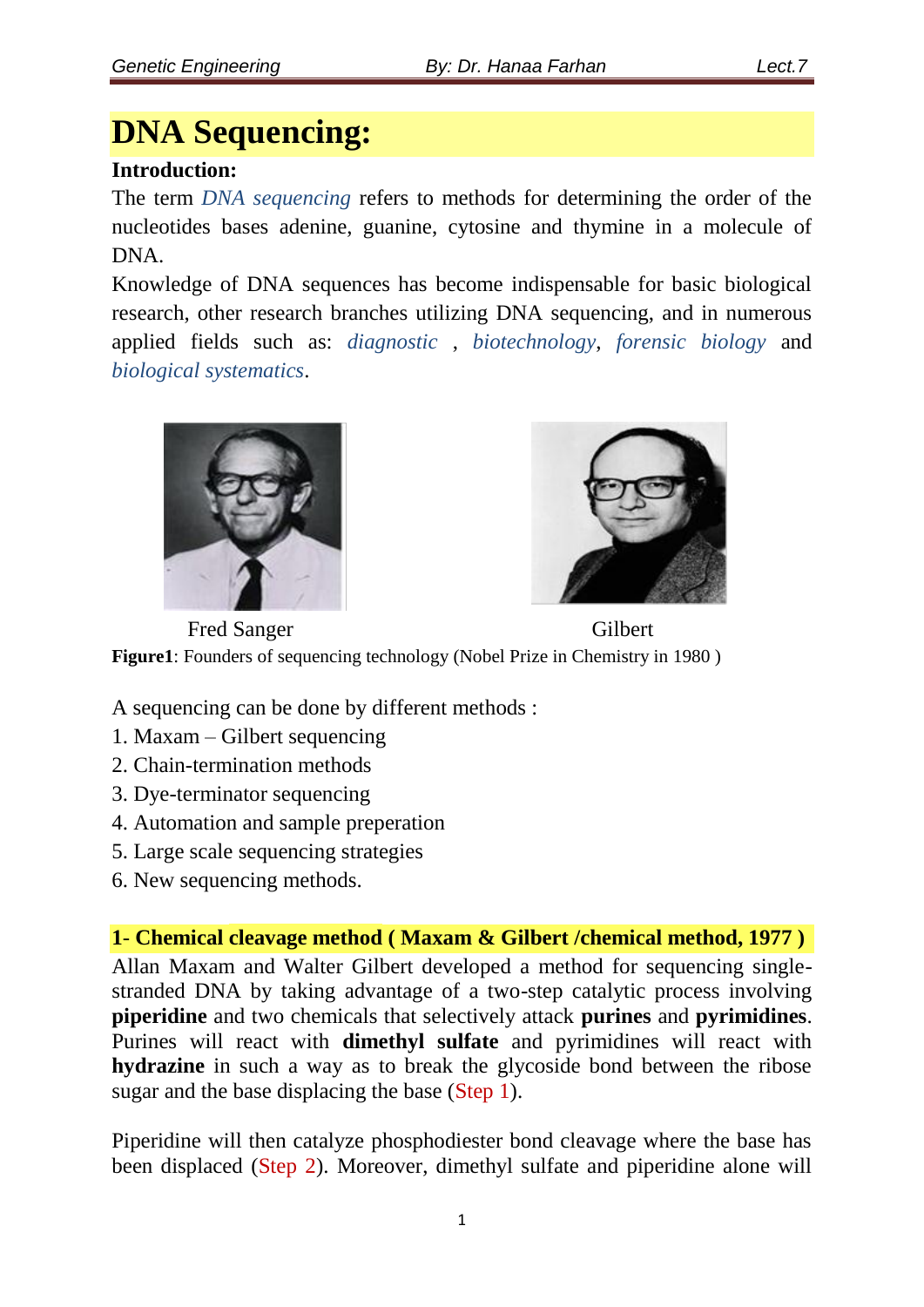# DNA Sequencing:

**Introduction:**

The term *DNA sequencing* refers to methods for determining the order of the nucleotides bases adenine, guanine, cytosine and thymine in a molecule of DNA.

Knowledge of DNA sequences has become indispensable for basic biological research, other research branches utilizing DNA sequencing, and in numerous applied fields such as: *diagnostic* , *biotechnology*, *forensic biology* and *biological systematics*.

Fred Sanger                                        Gilbert

**Figure1**: Founders of sequencing technology (Nobel Prize in Chemistry in 1980 )

A sequencing can be done by different methods :

1. Maxam – Gilbert sequencing
2. Chain-termination methods
3. Dye-terminator sequencing
4. Automation and sample preperation
5. Large scale sequencing strategies
6. New sequencing methods.

**1- Chemical cleavage method ( Maxam & Gilbert /chemical method, 1977 )**

Allan Maxam and Walter Gilbert developed a method for sequencing single-stranded DNA by taking advantage of a two-step catalytic process involving **piperidine** and two chemicals that selectively attack **purines** and **pyrimidines**. Purines will react with **dimethyl sulfate** and pyrimidines will react with **hydrazine** in such a way as to break the glycoside bond between the ribose sugar and the base displacing the base (Step 1).

Piperidine will then catalyze phosphodiester bond cleavage where the base has been displaced (Step 2). Moreover, dimethyl sulfate and piperidine alone will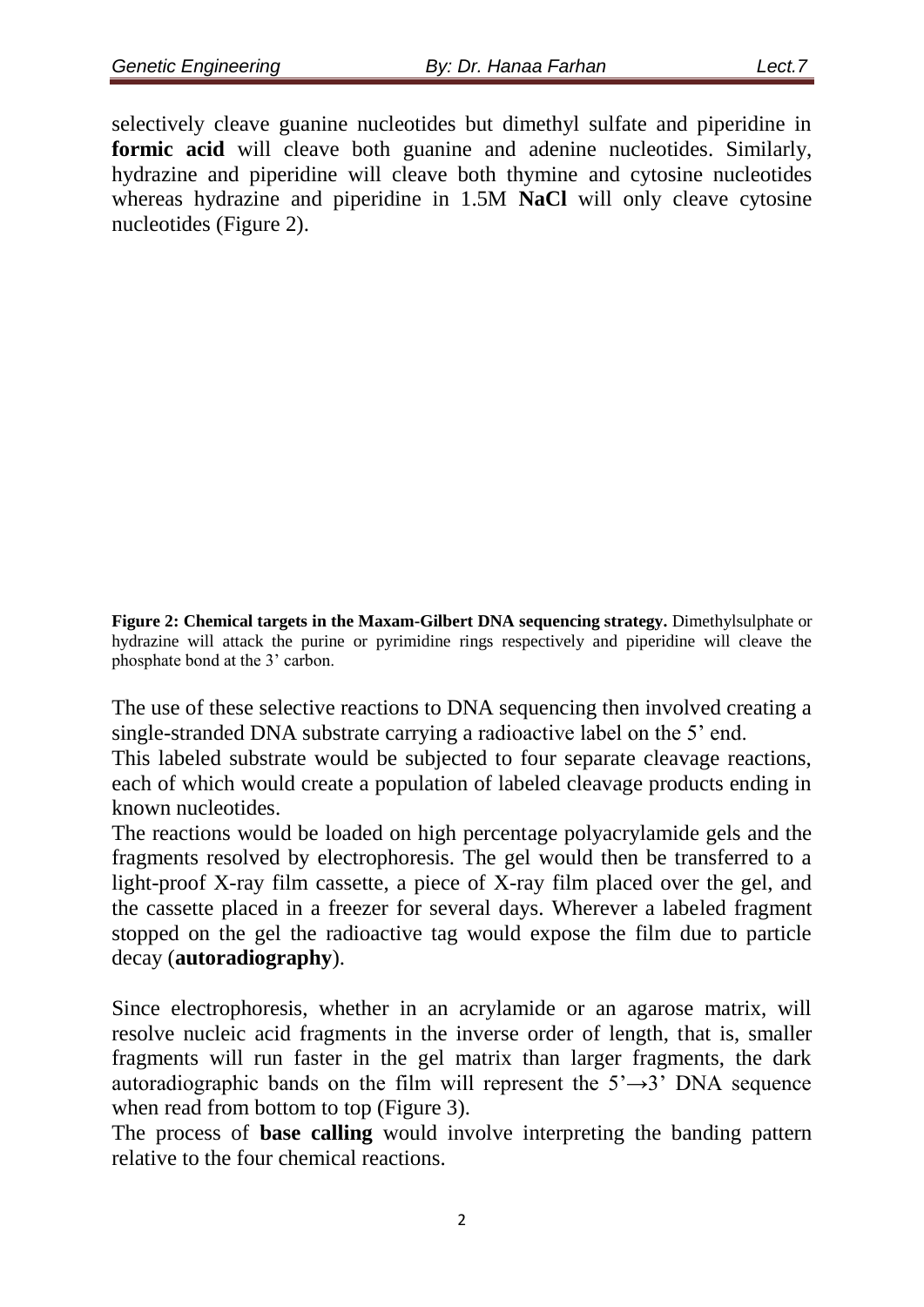selectively cleave guanine nucleotides but dimethyl sulfate and piperidine in **formic acid** will cleave both guanine and adenine nucleotides. Similarly, hydrazine and piperidine will cleave both thymine and cytosine nucleotides whereas hydrazine and piperidine in 1.5M **NaCl** will only cleave cytosine nucleotides (Figure 2).

**Figure 2: Chemical targets in the Maxam-Gilbert DNA sequencing strategy.** Dimethylsulphate or hydrazine will attack the purine or pyrimidine rings respectively and piperidine will cleave the phosphate bond at the 3' carbon.

The use of these selective reactions to DNA sequencing then involved creating a single-stranded DNA substrate carrying a radioactive label on the 5' end.
This labeled substrate would be subjected to four separate cleavage reactions, each of which would create a population of labeled cleavage products ending in known nucleotides.
The reactions would be loaded on high percentage polyacrylamide gels and the fragments resolved by electrophoresis. The gel would then be transferred to a light-proof X-ray film cassette, a piece of X-ray film placed over the gel, and the cassette placed in a freezer for several days. Wherever a labeled fragment stopped on the gel the radioactive tag would expose the film due to particle decay (**autoradiography**).

Since electrophoresis, whether in an acrylamide or an agarose matrix, will resolve nucleic acid fragments in the inverse order of length, that is, smaller fragments will run faster in the gel matrix than larger fragments, the dark autoradiographic bands on the film will represent the 5'→3' DNA sequence when read from bottom to top (Figure 3).
The process of **base calling** would involve interpreting the banding pattern relative to the four chemical reactions.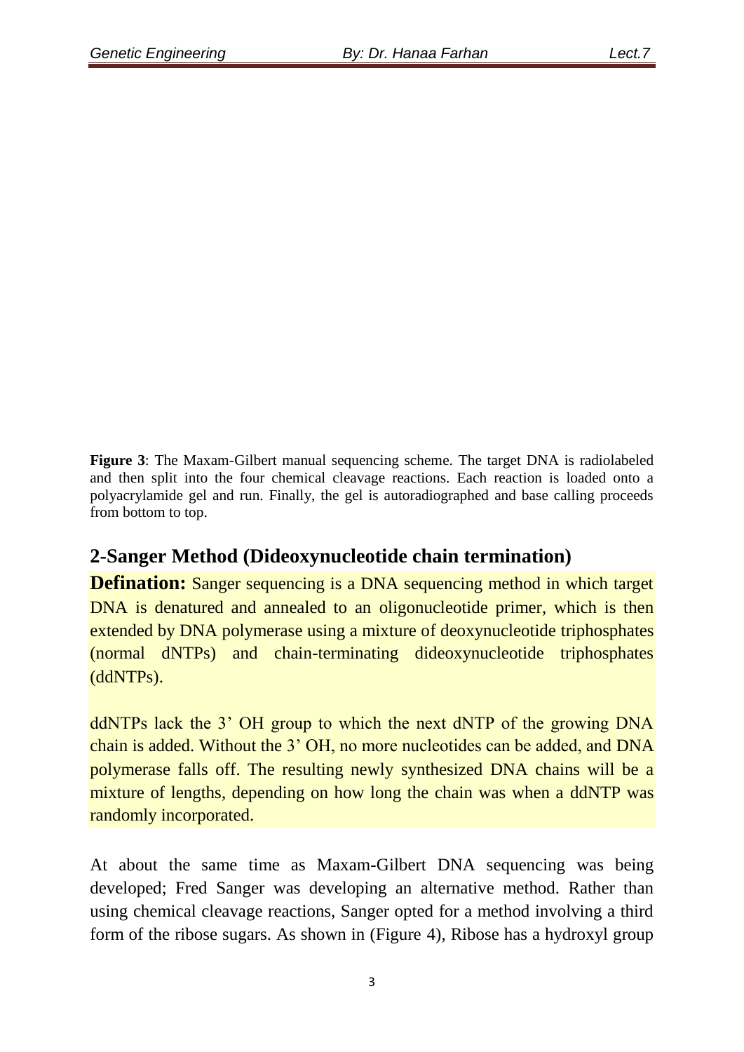**Figure 3**: The Maxam-Gilbert manual sequencing scheme. The target DNA is radiolabeled and then split into the four chemical cleavage reactions. Each reaction is loaded onto a polyacrylamide gel and run. Finally, the gel is autoradiographed and base calling proceeds from bottom to top.

## 2-Sanger Method (Dideoxynucleotide chain termination)

**Defination:** Sanger sequencing is a DNA sequencing method in which target DNA is denatured and annealed to an oligonucleotide primer, which is then extended by DNA polymerase using a mixture of deoxynucleotide triphosphates (normal dNTPs) and chain-terminating dideoxynucleotide triphosphates (ddNTPs).

ddNTPs lack the 3' OH group to which the next dNTP of the growing DNA chain is added. Without the 3' OH, no more nucleotides can be added, and DNA polymerase falls off. The resulting newly synthesized DNA chains will be a mixture of lengths, depending on how long the chain was when a ddNTP was randomly incorporated.

At about the same time as Maxam-Gilbert DNA sequencing was being developed; Fred Sanger was developing an alternative method. Rather than using chemical cleavage reactions, Sanger opted for a method involving a third form of the ribose sugars. As shown in (Figure 4), Ribose has a hydroxyl group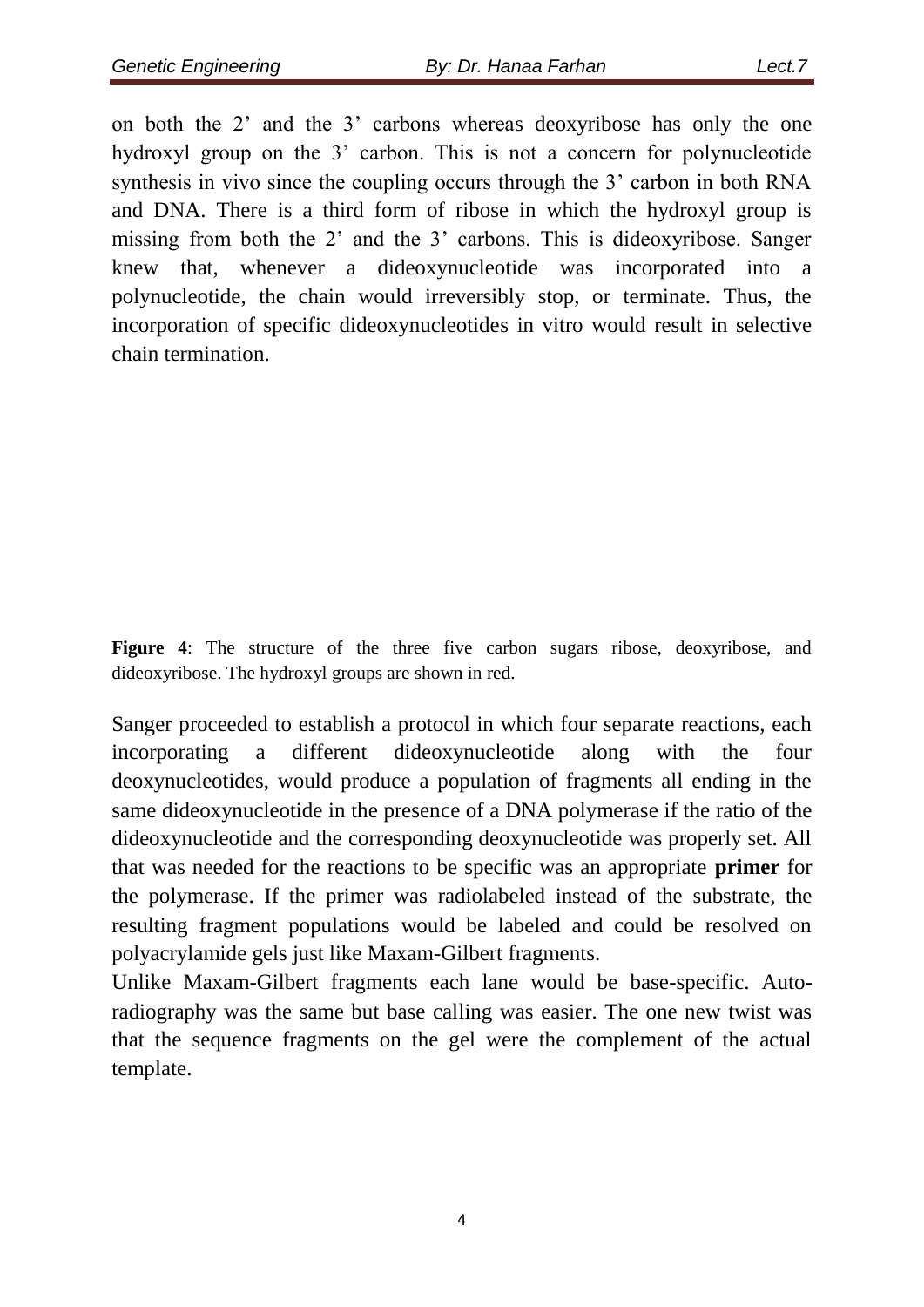on both the 2’ and the 3’ carbons whereas deoxyribose has only the one hydroxyl group on the 3’ carbon. This is not a concern for polynucleotide synthesis in vivo since the coupling occurs through the 3’ carbon in both RNA and DNA. There is a third form of ribose in which the hydroxyl group is missing from both the 2’ and the 3’ carbons. This is dideoxyribose. Sanger knew that, whenever a dideoxynucleotide was incorporated into a polynucleotide, the chain would irreversibly stop, or terminate. Thus, the incorporation of specific dideoxynucleotides in vitro would result in selective chain termination.

**Figure 4**: The structure of the three five carbon sugars ribose, deoxyribose, and dideoxyribose. The hydroxyl groups are shown in red.

Sanger proceeded to establish a protocol in which four separate reactions, each incorporating a different dideoxynucleotide along with the four deoxynucleotides, would produce a population of fragments all ending in the same dideoxynucleotide in the presence of a DNA polymerase if the ratio of the dideoxynucleotide and the corresponding deoxynucleotide was properly set. All that was needed for the reactions to be specific was an appropriate **primer** for the polymerase. If the primer was radiolabeled instead of the substrate, the resulting fragment populations would be labeled and could be resolved on polyacrylamide gels just like Maxam-Gilbert fragments.

Unlike Maxam-Gilbert fragments each lane would be base-specific. Auto-radiography was the same but base calling was easier. The one new twist was that the sequence fragments on the gel were the complement of the actual template.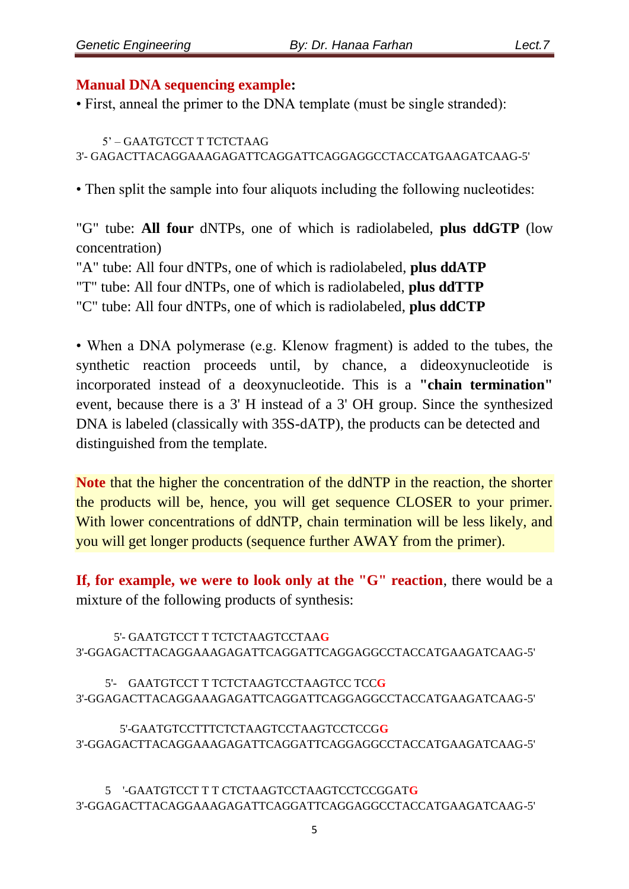**Manual DNA sequencing example:**

• First, anneal the primer to the DNA template (must be single stranded):

```
     5' – GAATGTCCT T TCTCTAAG
3'- GAGACTTACAGGAAAGAGATTCAGGATTCAGGAGGCCTACCATGAAGATCAAG-5'
```

• Then split the sample into four aliquots including the following nucleotides:

"G" tube: **All four** dNTPs, one of which is radiolabeled, **plus ddGTP** (low concentration)

"A" tube: All four dNTPs, one of which is radiolabeled, **plus ddATP**

"T" tube: All four dNTPs, one of which is radiolabeled, **plus ddTTP**

"C" tube: All four dNTPs, one of which is radiolabeled, **plus ddCTP**

• When a DNA polymerase (e.g. Klenow fragment) is added to the tubes, the synthetic reaction proceeds until, by chance, a dideoxynucleotide is incorporated instead of a deoxynucleotide. This is a **"chain termination"** event, because there is a 3' H instead of a 3' OH group. Since the synthesized DNA is labeled (classically with 35S-dATP), the products can be detected and distinguished from the template.

**Note** that the higher the concentration of the ddNTP in the reaction, the shorter the products will be, hence, you will get sequence CLOSER to your primer. With lower concentrations of ddNTP, chain termination will be less likely, and you will get longer products (sequence further AWAY from the primer).

**If, for example, we were to look only at the "G" reaction**, there would be a mixture of the following products of synthesis:

```
      5'- GAATGTCCT T TCTCTAAGTCCTAAG
3'-GGAGACTTACAGGAAAGAGATTCAGGATTCAGGAGGCCTACCATGAAGATCAAG-5'

     5'-   GAATGTCCT T TCTCTAAGTCCTAAGTCC TCCG
3'-GGAGACTTACAGGAAAGAGATTCAGGATTCAGGAGGCCTACCATGAAGATCAAG-5'

        5'-GAATGTCCTTTCTCTAAGTCCTAAGTCCTCCGG
3'-GGAGACTTACAGGAAAGAGATTCAGGATTCAGGAGGCCTACCATGAAGATCAAG-5'

     5   '-GAATGTCCT T T CTCTAAGTCCTAAGTCCTCCGGATG
3'-GGAGACTTACAGGAAAGAGATTCAGGATTCAGGAGGCCTACCATGAAGATCAAG-5'
```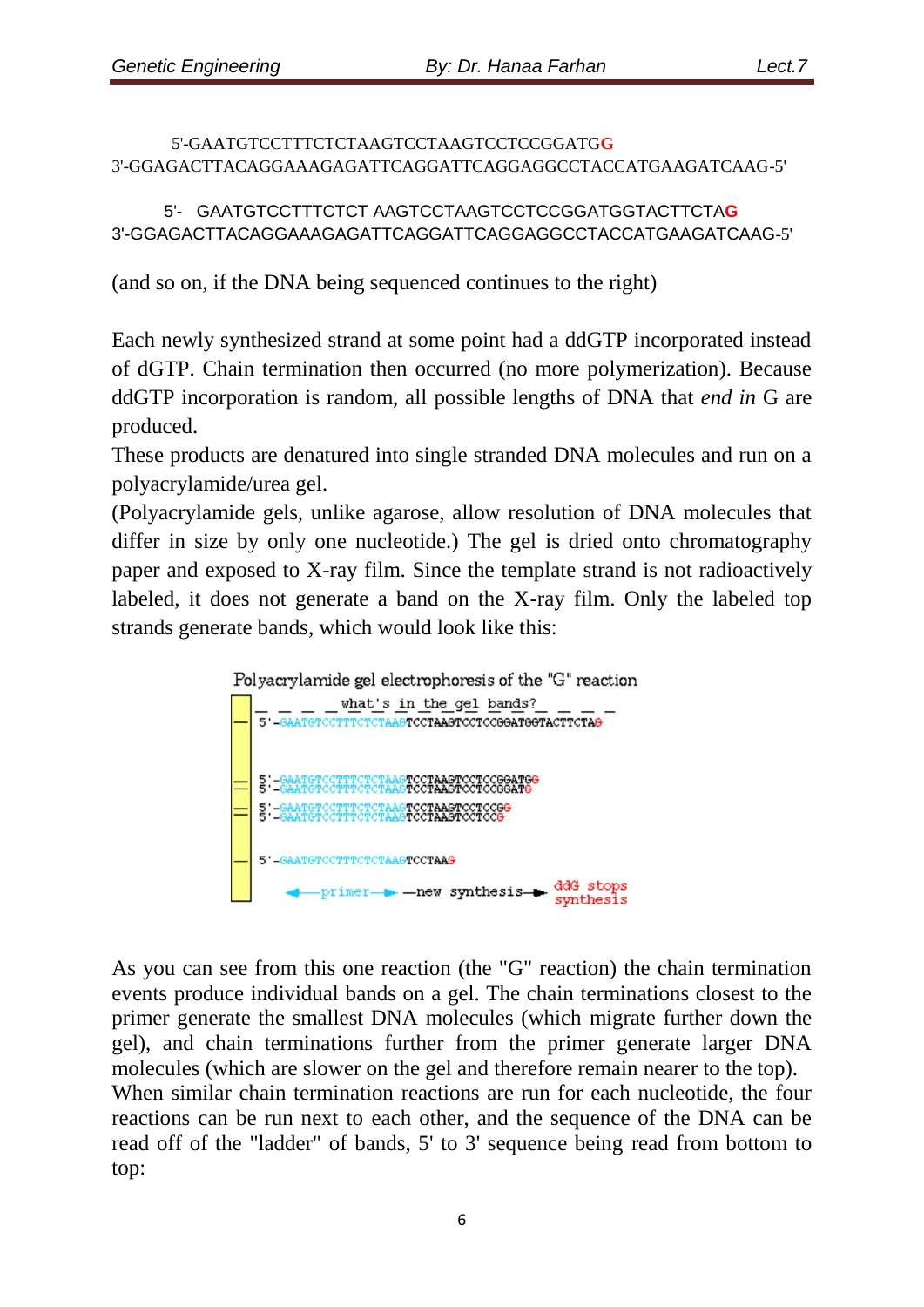5'-GAATGTCCTTTCTCTAAGTCCTAAGTCCTCCGGATG**G**
3'-GGAGACTTACAGGAAAGAGATTCAGGATTCAGGAGGCCTACCATGAAGATCAAG-5'

5'- GAATGTCCTTTCTCT AAGTCCTAAGTCCTCCGGATGGTACTTCTA**G**
3'-GGAGACTTACAGGAAAGAGATTCAGGATTCAGGAGGCCTACCATGAAGATCAAG-5'

(and so on, if the DNA being sequenced continues to the right)

Each newly synthesized strand at some point had a ddGTP incorporated instead of dGTP. Chain termination then occurred (no more polymerization). Because ddGTP incorporation is random, all possible lengths of DNA that *end in* G are produced.

These products are denatured into single stranded DNA molecules and run on a polyacrylamide/urea gel.

(Polyacrylamide gels, unlike agarose, allow resolution of DNA molecules that differ in size by only one nucleotide.) The gel is dried onto chromatography paper and exposed to X-ray film. Since the template strand is not radioactively labeled, it does not generate a band on the X-ray film. Only the labeled top strands generate bands, which would look like this:

Polyacrylamide gel electrophoresis of the "G" reaction

what's in the gel bands?

5'-GAATGTCCTTTCTCTAAGTCCTAAGTCCTCCGGATGGTACTTCTAG

5'-GAATGTCCTTTCTCTAAGTCCTAAGTCCTCCGGATGG
5'-GAATGTCCTTTCTCTAAGTCCTAAGTCCTCCGGATG

5'-GAATGTCCTTTCTCTAAGTCCTAAGTCCTCCGG
5'-GAATGTCCTTTCTCTAAGTCCTAAGTCCTCCG

5'-GAATGTCCTTTCTCTAAGTCCTAAG

primer — new synthesis — ddG stops synthesis

As you can see from this one reaction (the "G" reaction) the chain termination events produce individual bands on a gel. The chain terminations closest to the primer generate the smallest DNA molecules (which migrate further down the gel), and chain terminations further from the primer generate larger DNA molecules (which are slower on the gel and therefore remain nearer to the top).

When similar chain termination reactions are run for each nucleotide, the four reactions can be run next to each other, and the sequence of the DNA can be read off of the "ladder" of bands, 5' to 3' sequence being read from bottom to top: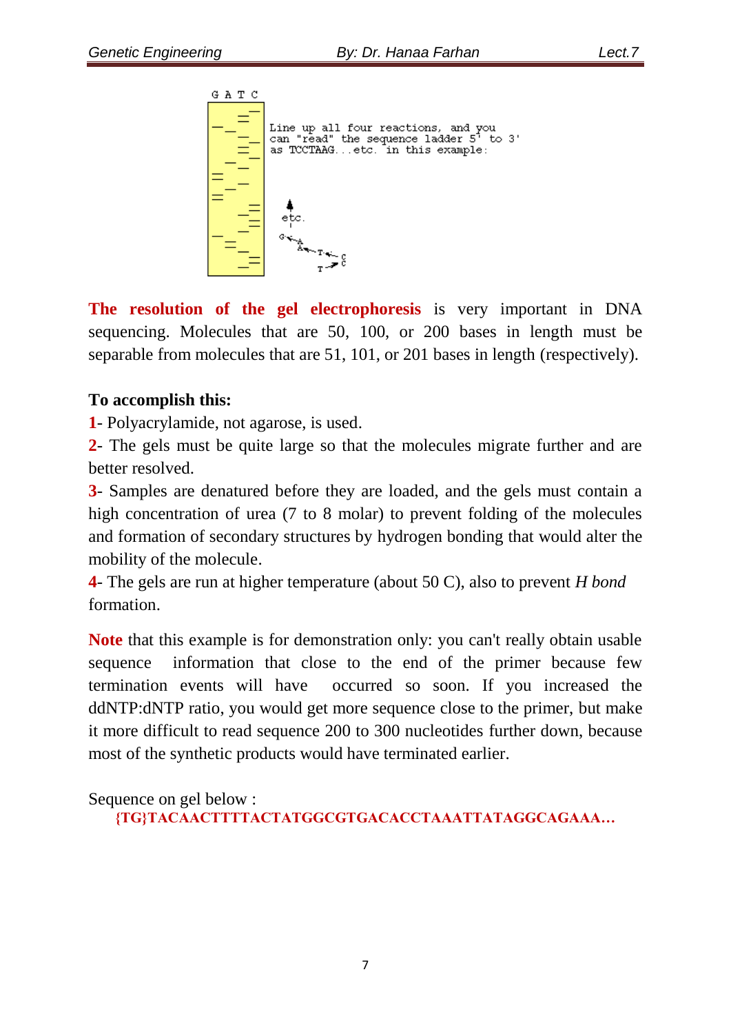G A T C

Line up all four reactions, and you can "read" the sequence ladder 5' to 3' as TCCTAAG...etc. in this example:

**The resolution of the gel electrophoresis** is very important in DNA sequencing. Molecules that are 50, 100, or 200 bases in length must be separable from molecules that are 51, 101, or 201 bases in length (respectively).

**To accomplish this:**

**1**- Polyacrylamide, not agarose, is used.

**2**- The gels must be quite large so that the molecules migrate further and are better resolved.

**3**- Samples are denatured before they are loaded, and the gels must contain a high concentration of urea (7 to 8 molar) to prevent folding of the molecules and formation of secondary structures by hydrogen bonding that would alter the mobility of the molecule.

**4**- The gels are run at higher temperature (about 50 C), also to prevent *H bond* formation.

**Note** that this example is for demonstration only: you can't really obtain usable sequence information that close to the end of the primer because few termination events will have occurred so soon. If you increased the ddNTP:dNTP ratio, you would get more sequence close to the primer, but make it more difficult to read sequence 200 to 300 nucleotides further down, because most of the synthetic products would have terminated earlier.

Sequence on gel below :

**{TG}TACAACTTTTACTATGGCGTGACACCTAAATTATAGGCAGAAA…**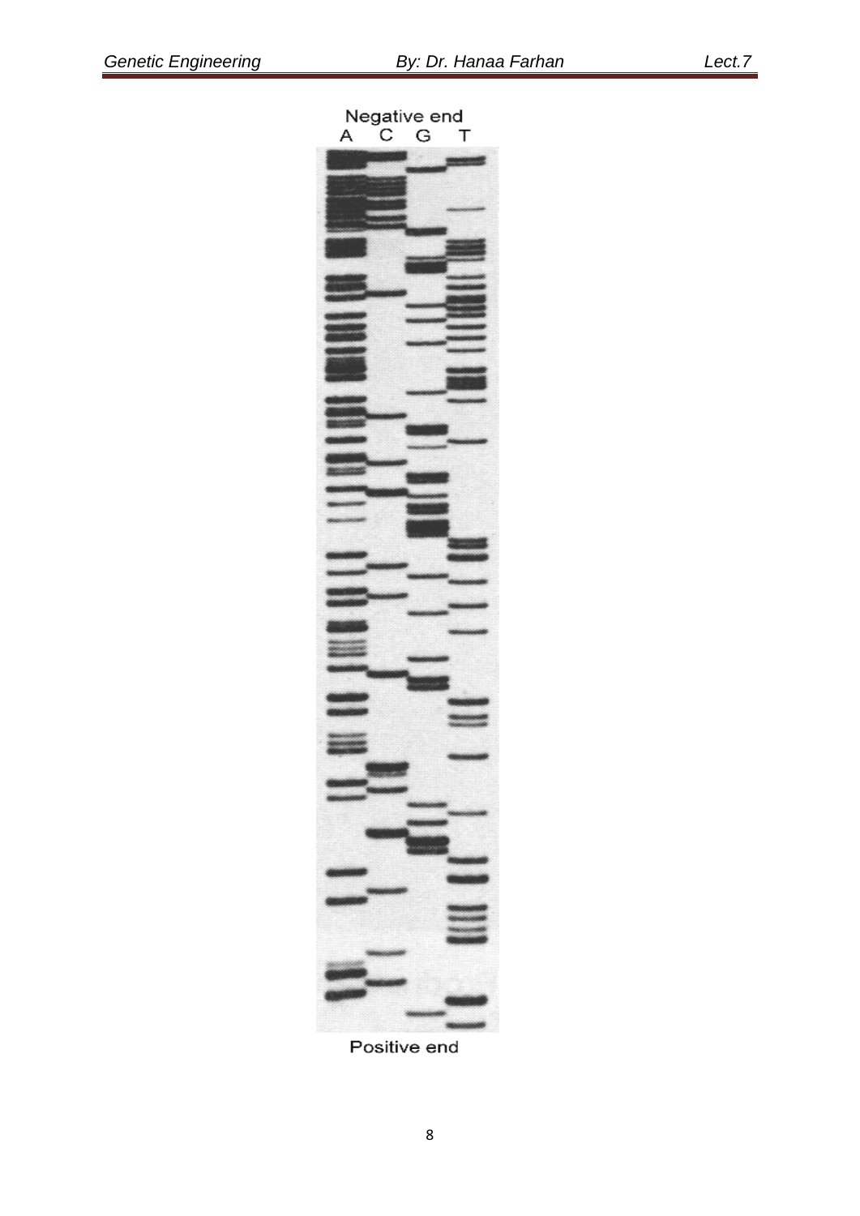Negative end

A C G T

Positive end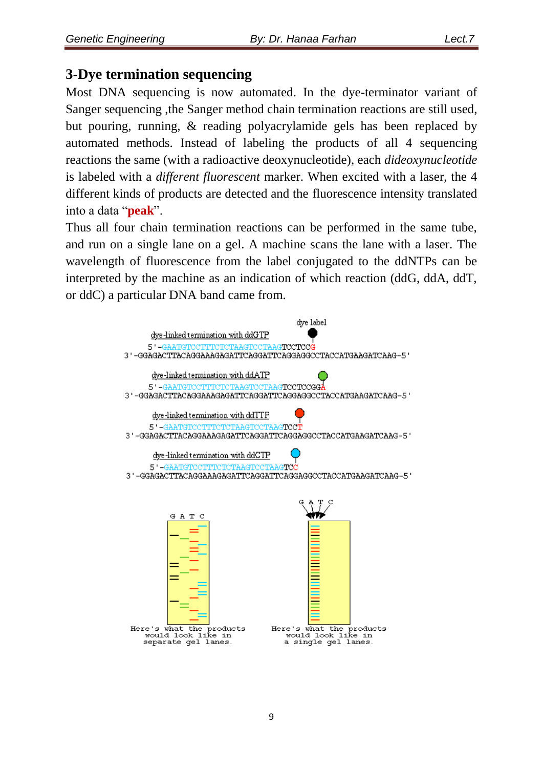## 3-Dye termination sequencing

Most DNA sequencing is now automated. In the dye-terminator variant of Sanger sequencing ,the Sanger method chain termination reactions are still used, but pouring, running, & reading polyacrylamide gels has been replaced by automated methods. Instead of labeling the products of all 4 sequencing reactions the same (with a radioactive deoxynucleotide), each *dideoxynucleotide* is labeled with a *different fluorescent* marker. When excited with a laser, the 4 different kinds of products are detected and the fluorescence intensity translated into a data "**peak**".

Thus all four chain termination reactions can be performed in the same tube, and run on a single lane on a gel. A machine scans the lane with a laser. The wavelength of fluorescence from the label conjugated to the ddNTPs can be interpreted by the machine as an indication of which reaction (ddG, ddA, ddT, or ddC) a particular DNA band came from.

dye label

dye-linked termination with ddGTP

5'-GAATGTCCTTTCTCTAAGTCCTAAGTCCTCCG

3'-GGAGACTTACAGGAAAGAGATTCAGGATTCAGGAGGCCTACCATGAAGATCAAG-5'

dye-linked termination with ddATP

5'-GAATGTCCTTTCTCTAAGTCCTAAGTCCTCCGGA

3'-GGAGACTTACAGGAAAGAGATTCAGGATTCAGGAGGCCTACCATGAAGATCAAG-5'

dye-linked termination with ddTTP

5'-GAATGTCCTTTCTCTAAGTCCTAAGTCCT

3'-GGAGACTTACAGGAAAGAGATTCAGGATTCAGGAGGCCTACCATGAAGATCAAG-5'

dye-linked termination with ddCTP

5'-GAATGTCCTTTCTCTAAGTCCTAAGTCC

3'-GGAGACTTACAGGAAAGAGATTCAGGATTCAGGAGGCCTACCATGAAGATCAAG-5'

G A T C

Here's what the products would look like in separate gel lanes.

G A T C

Here's what the products would look like in a single gel lanes.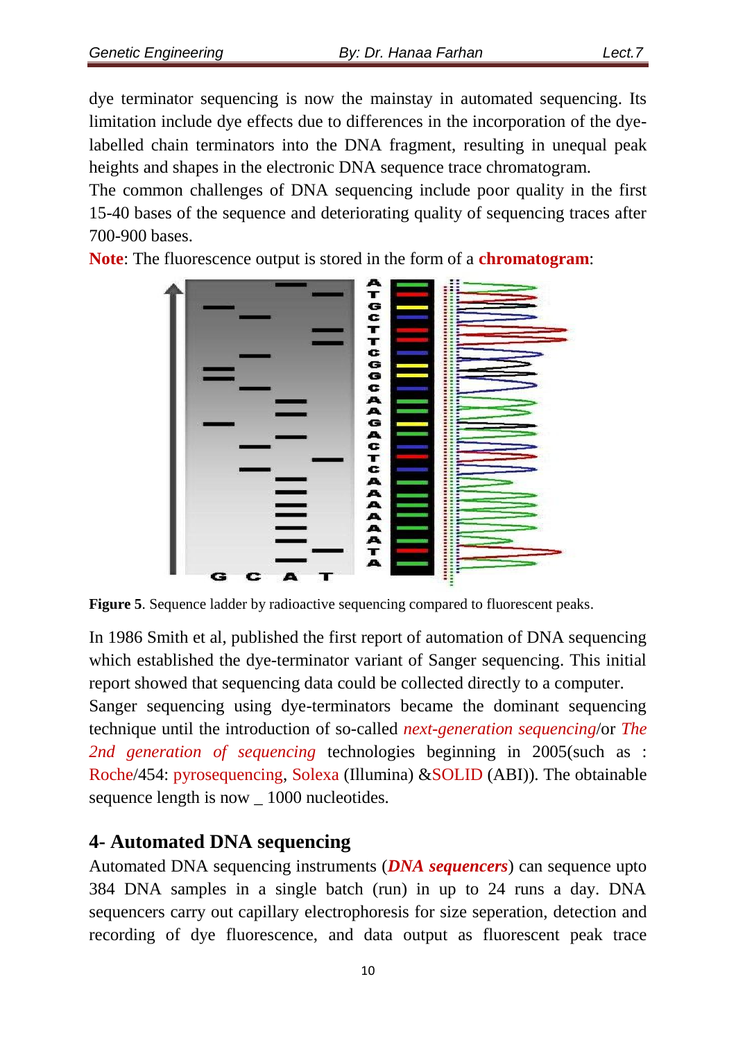dye terminator sequencing is now the mainstay in automated sequencing. Its limitation include dye effects due to differences in the incorporation of the dye-labelled chain terminators into the DNA fragment, resulting in unequal peak heights and shapes in the electronic DNA sequence trace chromatogram.

The common challenges of DNA sequencing include poor quality in the first 15-40 bases of the sequence and deteriorating quality of sequencing traces after 700-900 bases.

**Note**: The fluorescence output is stored in the form of a **chromatogram**:

**Figure 5**. Sequence ladder by radioactive sequencing compared to fluorescent peaks.

In 1986 Smith et al, published the first report of automation of DNA sequencing which established the dye-terminator variant of Sanger sequencing. This initial report showed that sequencing data could be collected directly to a computer.

Sanger sequencing using dye-terminators became the dominant sequencing technique until the introduction of so-called *next-generation sequencing*/or *The 2nd generation of sequencing* technologies beginning in 2005(such as : Roche/454: pyrosequencing, Solexa (Illumina) &SOLID (ABI)). The obtainable sequence length is now _ 1000 nucleotides.

## 4- Automated DNA sequencing

Automated DNA sequencing instruments (***DNA sequencers***) can sequence upto 384 DNA samples in a single batch (run) in up to 24 runs a day. DNA sequencers carry out capillary electrophoresis for size seperation, detection and recording of dye fluorescence, and data output as fluorescent peak trace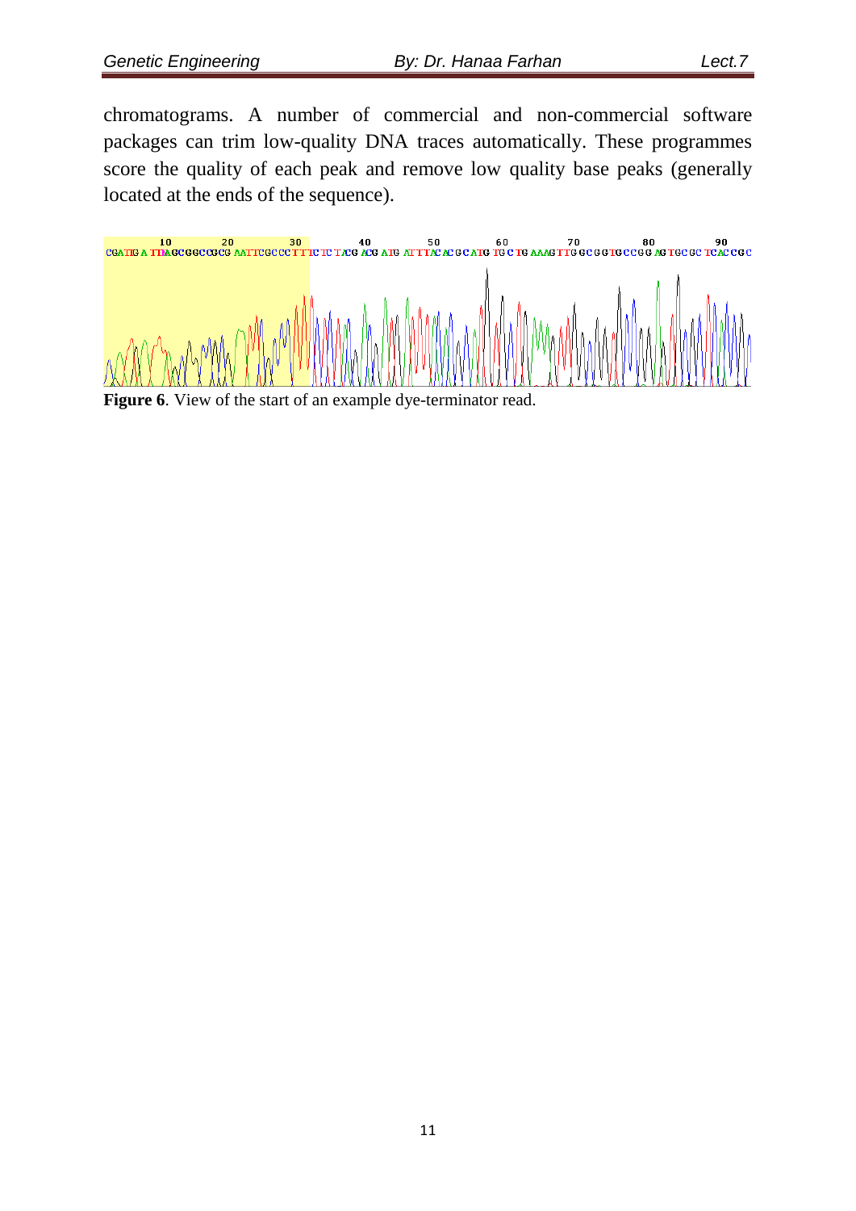chromatograms. A number of commercial and non-commercial software packages can trim low-quality DNA traces automatically. These programmes score the quality of each peak and remove low quality base peaks (generally located at the ends of the sequence).

10 20 30 40 50 60 70 80 90

CGATIG A TTAAGCGGCCGCG AATTCGCCCTTTCTCTACG ACG ATG ATTTACACGCATG TGCTG AAAGTTGGCGGTGCCGG AGTGCGC TCACCGC

**Figure 6**. View of the start of an example dye-terminator read.